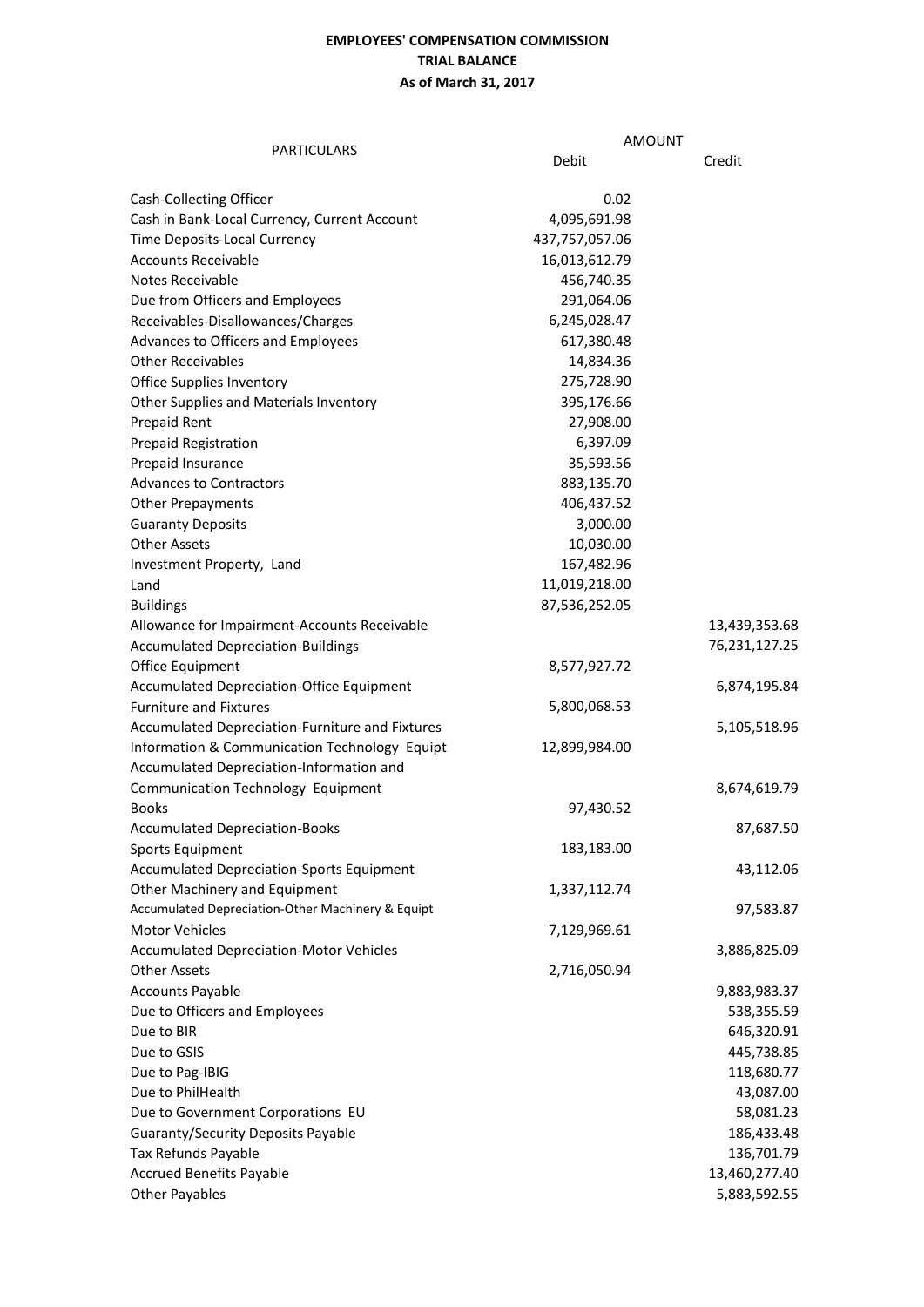**EMPLOYEES' COMPENSATION COMMISSION**
**TRIAL BALANCE**
**As of March 31, 2017**

| PARTICULARS | AMOUNT | |
|---|---|---|
| | Debit | Credit |
| Cash-Collecting Officer | 0.02 | |
| Cash in Bank-Local Currency, Current Account | 4,095,691.98 | |
| Time Deposits-Local Currency | 437,757,057.06 | |
| Accounts Receivable | 16,013,612.79 | |
| Notes Receivable | 456,740.35 | |
| Due from Officers and Employees | 291,064.06 | |
| Receivables-Disallowances/Charges | 6,245,028.47 | |
| Advances to Officers and Employees | 617,380.48 | |
| Other Receivables | 14,834.36 | |
| Office Supplies Inventory | 275,728.90 | |
| Other Supplies and Materials Inventory | 395,176.66 | |
| Prepaid Rent | 27,908.00 | |
| Prepaid Registration | 6,397.09 | |
| Prepaid Insurance | 35,593.56 | |
| Advances to Contractors | 883,135.70 | |
| Other Prepayments | 406,437.52 | |
| Guaranty Deposits | 3,000.00 | |
| Other Assets | 10,030.00 | |
| Investment Property, Land | 167,482.96 | |
| Land | 11,019,218.00 | |
| Buildings | 87,536,252.05 | |
| Allowance for Impairment-Accounts Receivable | | 13,439,353.68 |
| Accumulated Depreciation-Buildings | | 76,231,127.25 |
| Office Equipment | 8,577,927.72 | |
| Accumulated Depreciation-Office Equipment | | 6,874,195.84 |
| Furniture and Fixtures | 5,800,068.53 | |
| Accumulated Depreciation-Furniture and Fixtures | | 5,105,518.96 |
| Information & Communication Technology Equipt | 12,899,984.00 | |
| Accumulated Depreciation-Information and Communication Technology Equipment | | 8,674,619.79 |
| Books | 97,430.52 | |
| Accumulated Depreciation-Books | | 87,687.50 |
| Sports Equipment | 183,183.00 | |
| Accumulated Depreciation-Sports Equipment | | 43,112.06 |
| Other Machinery and Equipment | 1,337,112.74 | |
| Accumulated Depreciation-Other Machinery & Equipt | | 97,583.87 |
| Motor Vehicles | 7,129,969.61 | |
| Accumulated Depreciation-Motor Vehicles | | 3,886,825.09 |
| Other Assets | 2,716,050.94 | |
| Accounts Payable | | 9,883,983.37 |
| Due to Officers and Employees | | 538,355.59 |
| Due to BIR | | 646,320.91 |
| Due to GSIS | | 445,738.85 |
| Due to Pag-IBIG | | 118,680.77 |
| Due to PhilHealth | | 43,087.00 |
| Due to Government Corporations EU | | 58,081.23 |
| Guaranty/Security Deposits Payable | | 186,433.48 |
| Tax Refunds Payable | | 136,701.79 |
| Accrued Benefits Payable | | 13,460,277.40 |
| Other Payables | | 5,883,592.55 |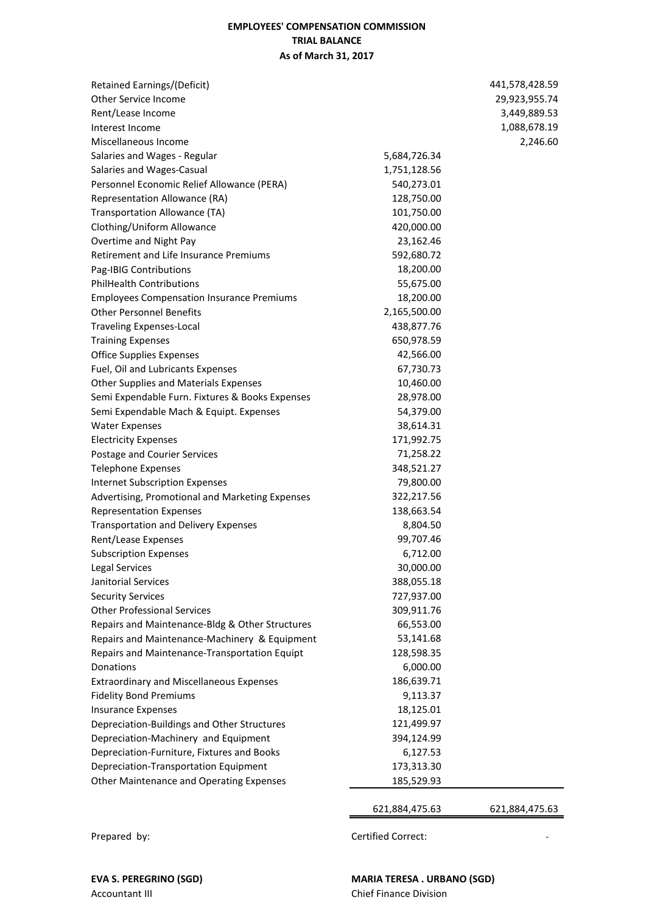**EMPLOYEES' COMPENSATION COMMISSION**
**TRIAL BALANCE**
**As of March 31, 2017**

| | | |
|---|---|---|
| Retained Earnings/(Deficit) | | 441,578,428.59 |
| Other Service Income | | 29,923,955.74 |
| Rent/Lease Income | | 3,449,889.53 |
| Interest Income | | 1,088,678.19 |
| Miscellaneous Income | | 2,246.60 |
| Salaries and Wages - Regular | 5,684,726.34 | |
| Salaries and Wages-Casual | 1,751,128.56 | |
| Personnel Economic Relief Allowance (PERA) | 540,273.01 | |
| Representation Allowance (RA) | 128,750.00 | |
| Transportation Allowance (TA) | 101,750.00 | |
| Clothing/Uniform Allowance | 420,000.00 | |
| Overtime and Night Pay | 23,162.46 | |
| Retirement and Life Insurance Premiums | 592,680.72 | |
| Pag-IBIG Contributions | 18,200.00 | |
| PhilHealth Contributions | 55,675.00 | |
| Employees Compensation Insurance Premiums | 18,200.00 | |
| Other Personnel Benefits | 2,165,500.00 | |
| Traveling Expenses-Local | 438,877.76 | |
| Training Expenses | 650,978.59 | |
| Office Supplies Expenses | 42,566.00 | |
| Fuel, Oil and Lubricants Expenses | 67,730.73 | |
| Other Supplies and Materials Expenses | 10,460.00 | |
| Semi Expendable Furn. Fixtures & Books Expenses | 28,978.00 | |
| Semi Expendable Mach & Equipt. Expenses | 54,379.00 | |
| Water Expenses | 38,614.31 | |
| Electricity Expenses | 171,992.75 | |
| Postage and Courier Services | 71,258.22 | |
| Telephone Expenses | 348,521.27 | |
| Internet Subscription Expenses | 79,800.00 | |
| Advertising, Promotional and Marketing Expenses | 322,217.56 | |
| Representation Expenses | 138,663.54 | |
| Transportation and Delivery Expenses | 8,804.50 | |
| Rent/Lease Expenses | 99,707.46 | |
| Subscription Expenses | 6,712.00 | |
| Legal Services | 30,000.00 | |
| Janitorial Services | 388,055.18 | |
| Security Services | 727,937.00 | |
| Other Professional Services | 309,911.76 | |
| Repairs and Maintenance-Bldg & Other Structures | 66,553.00 | |
| Repairs and Maintenance-Machinery & Equipment | 53,141.68 | |
| Repairs and Maintenance-Transportation Equipt | 128,598.35 | |
| Donations | 6,000.00 | |
| Extraordinary and Miscellaneous Expenses | 186,639.71 | |
| Fidelity Bond Premiums | 9,113.37 | |
| Insurance Expenses | 18,125.01 | |
| Depreciation-Buildings and Other Structures | 121,499.97 | |
| Depreciation-Machinery and Equipment | 394,124.99 | |
| Depreciation-Furniture, Fixtures and Books | 6,127.53 | |
| Depreciation-Transportation Equipment | 173,313.30 | |
| Other Maintenance and Operating Expenses | 185,529.93 | |
| | 621,884,475.63 | 621,884,475.63 |

Prepared by: Certified Correct: -

**EVA S. PEREGRINO (SGD)**
Accountant III

**MARIA TERESA . URBANO (SGD)**
Chief Finance Division